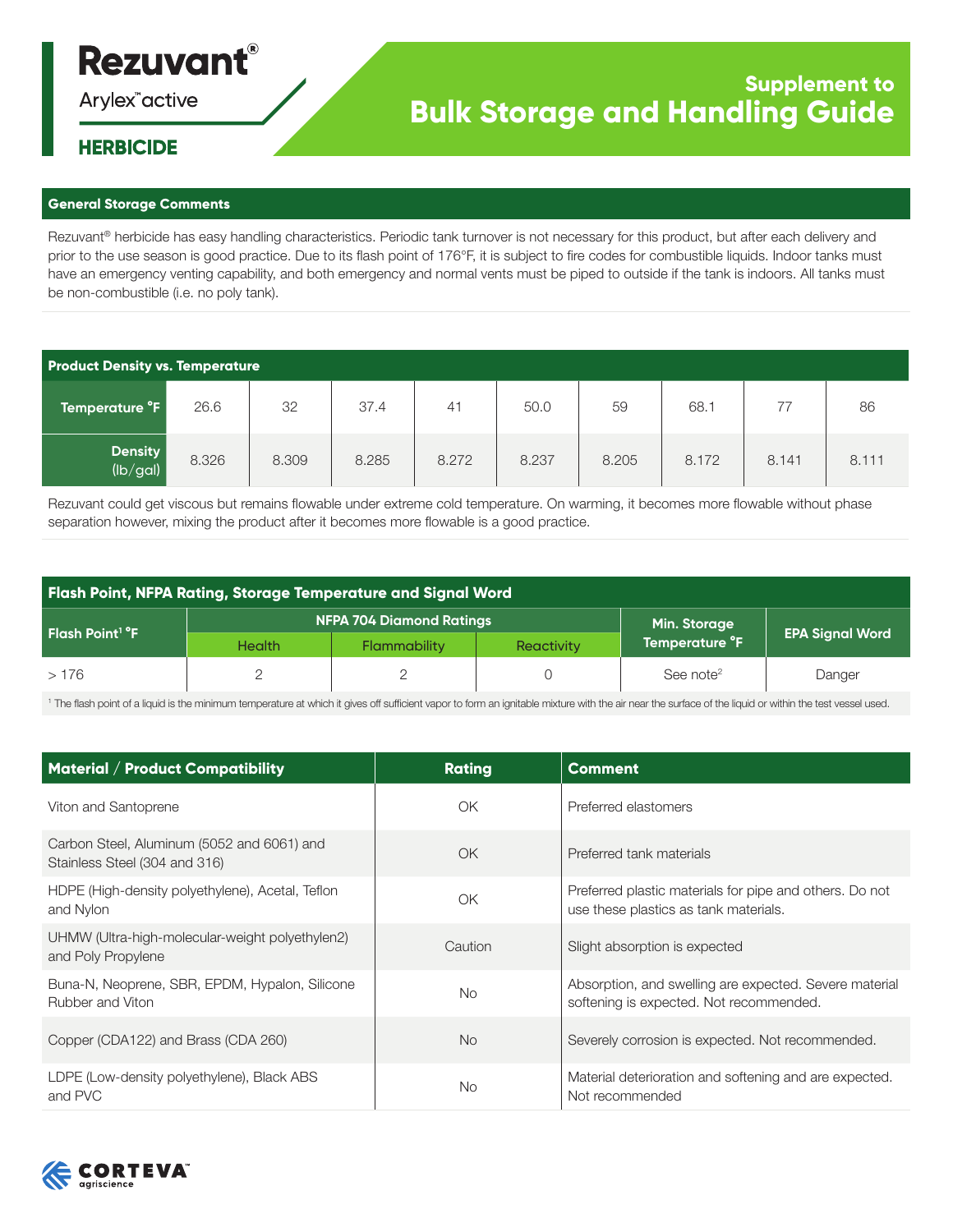# Rezuvant®

Arylex™ active

**HERBICIDE**

## Supplement to Bulk Storage and Handling Guide

### General Storage Comments

Rezuvant® herbicide has easy handling characteristics. Periodic tank turnover is not necessary for this product, but after each delivery and prior to the use season is good practice. Due to its flash point of 176°F, it is subject to fire codes for combustible liquids. Indoor tanks must have an emergency venting capability, and both emergency and normal vents must be piped to outside if the tank is indoors. All tanks must be non-combustible (i.e. no poly tank).

### Product Density vs. Temperature

| Temperature °F | 26.6 | 32 | 37.4 | 41 | 50.0 | 59 | 68.1 | 77 | 86 |
|---|---|---|---|---|---|---|---|---|---|
| Density (lb/gal) | 8.326 | 8.309 | 8.285 | 8.272 | 8.237 | 8.205 | 8.172 | 8.141 | 8.111 |

Rezuvant could get viscous but remains flowable under extreme cold temperature. On warming, it becomes more flowable without phase separation however, mixing the product after it becomes more flowable is a good practice.

### Flash Point, NFPA Rating, Storage Temperature and Signal Word

| Flash Point[1] °F | NFPA 704 Diamond Ratings | | | Min. Storage Temperature °F | EPA Signal Word |
|---|---|---|---|---|---|
| | Health | Flammability | Reactivity | | |
| > 176 | 2 | 2 | 0 | See note[2] | Danger |

[1] The flash point of a liquid is the minimum temperature at which it gives off sufficient vapor to form an ignitable mixture with the air near the surface of the liquid or within the test vessel used.

| Material / Product Compatibility | Rating | Comment |
|---|---|---|
| Viton and Santoprene | OK | Preferred elastomers |
| Carbon Steel, Aluminum (5052 and 6061) and Stainless Steel (304 and 316) | OK | Preferred tank materials |
| HDPE (High-density polyethylene), Acetal, Teflon and Nylon | OK | Preferred plastic materials for pipe and others. Do not use these plastics as tank materials. |
| UHMW (Ultra-high-molecular-weight polyethylen2) and Poly Propylene | Caution | Slight absorption is expected |
| Buna-N, Neoprene, SBR, EPDM, Hypalon, Silicone Rubber and Viton | No | Absorption, and swelling are expected. Severe material softening is expected. Not recommended. |
| Copper (CDA122) and Brass (CDA 260) | No | Severely corrosion is expected. Not recommended. |
| LDPE (Low-density polyethylene), Black ABS and PVC | No | Material deterioration and softening and are expected. Not recommended |

CORTEVA™ agriscience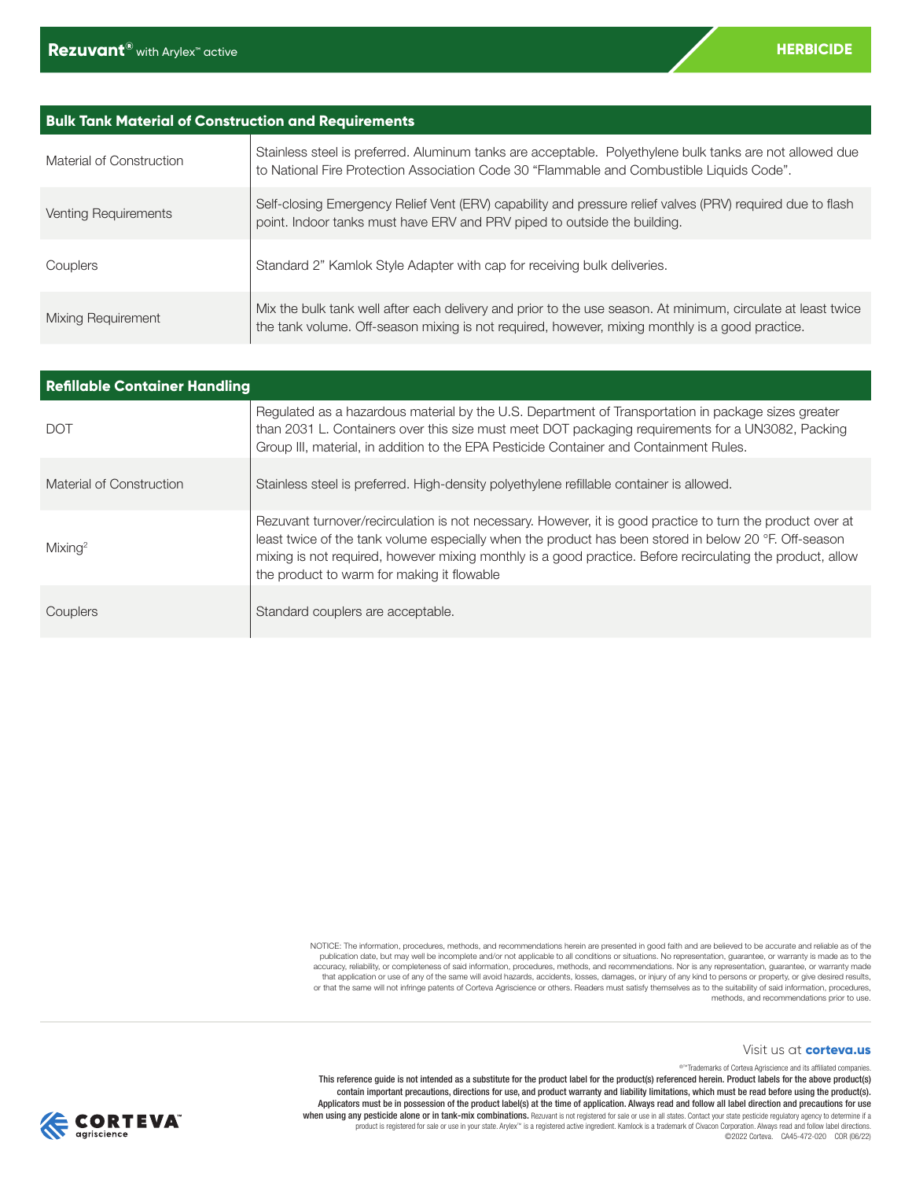| Bulk Tank Material of Construction and Requirements | |
|---|---|
| Material of Construction | Stainless steel is preferred. Aluminum tanks are acceptable. Polyethylene bulk tanks are not allowed due to National Fire Protection Association Code 30 "Flammable and Combustible Liquids Code". |
| Venting Requirements | Self-closing Emergency Relief Vent (ERV) capability and pressure relief valves (PRV) required due to flash point. Indoor tanks must have ERV and PRV piped to outside the building. |
| Couplers | Standard 2" Kamlok Style Adapter with cap for receiving bulk deliveries. |
| Mixing Requirement | Mix the bulk tank well after each delivery and prior to the use season. At minimum, circulate at least twice the tank volume. Off-season mixing is not required, however, mixing monthly is a good practice. |

| Refillable Container Handling | |
|---|---|
| DOT | Regulated as a hazardous material by the U.S. Department of Transportation in package sizes greater than 2031 L. Containers over this size must meet DOT packaging requirements for a UN3082, Packing Group III, material, in addition to the EPA Pesticide Container and Containment Rules. |
| Material of Construction | Stainless steel is preferred. High-density polyethylene refillable container is allowed. |
| Mixing[2] | Rezuvant turnover/recirculation is not necessary. However, it is good practice to turn the product over at least twice of the tank volume especially when the product has been stored in below 20 °F. Off-season mixing is not required, however mixing monthly is a good practice. Before recirculating the product, allow the product to warm for making it flowable |
| Couplers | Standard couplers are acceptable. |

NOTICE: The information, procedures, methods, and recommendations herein are presented in good faith and are believed to be accurate and reliable as of the publication date, but may well be incomplete and/or not applicable to all conditions or situations. No representation, guarantee, or warranty is made as to the accuracy, reliability, or completeness of said information, procedures, methods, and recommendations. Nor is any representation, guarantee, or warranty made that application or use of any of the same will avoid hazards, accidents, losses, damages, or injury of any kind to persons or property, or give desired results, or that the same will not infringe patents of Corteva Agriscience or others. Readers must satisfy themselves as to the suitability of said information, procedures, methods, and recommendations prior to use.

Visit us at **corteva.us**

®™Trademarks of Corteva Agriscience and its affiliated companies.

**This reference guide is not intended as a substitute for the product label for the product(s) referenced herein. Product labels for the above product(s) contain important precautions, directions for use, and product warranty and liability limitations, which must be read before using the product(s). Applicators must be in possession of the product label(s) at the time of application. Always read and follow all label direction and precautions for use when using any pesticide alone or in tank-mix combinations.** Rezuvant is not registered for sale or use in all states. Contact your state pesticide regulatory agency to determine if a product is registered for sale or use in your state. Arylex™ is a registered active ingredient. Kamlock is a trademark of Civacon Corporation. Always read and follow label directions.
©2022 Corteva. CA45-472-020 COR (06/22)